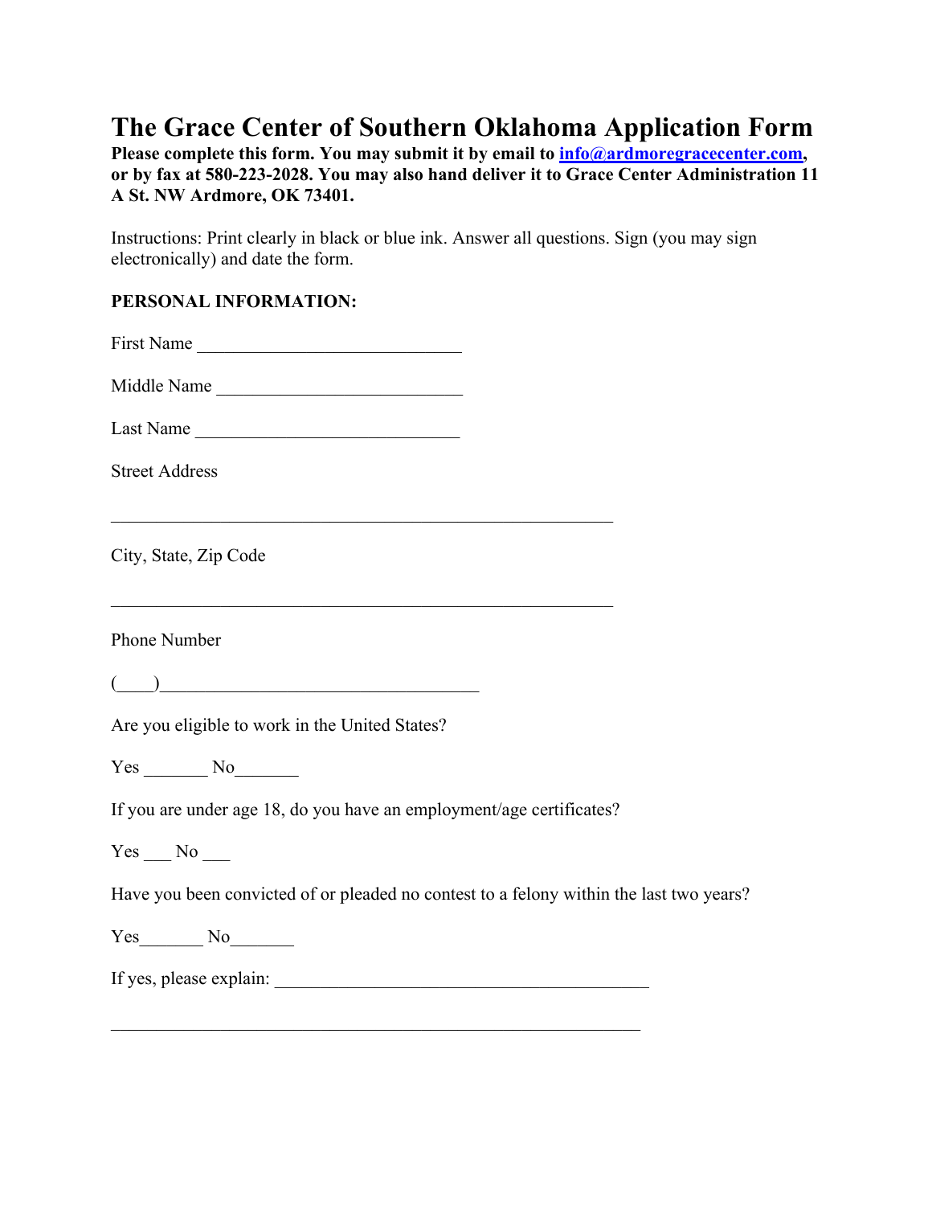# The Grace Center of Southern Oklahoma Application Form

**Please complete this form. You may submit it by email to [info@ardmoregracecenter.com](mailto:info@ardmoregracecenter.com), or by fax at 580-223-2028. You may also hand deliver it to Grace Center Administration 11 A St. NW Ardmore, OK 73401.**

Instructions: Print clearly in black or blue ink. Answer all questions. Sign (you may sign electronically) and date the form.

**PERSONAL INFORMATION:**

First Name ______________________________

Middle Name ____________________________

Last Name ______________________________

Street Address

_________________________________________________________

City, State, Zip Code

_________________________________________________________

Phone Number

(____)____________________________________

Are you eligible to work in the United States?

Yes _______ No_______

If you are under age 18, do you have an employment/age certificates?

Yes ___ No ___

Have you been convicted of or pleaded no contest to a felony within the last two years?

Yes_______ No_______

If yes, please explain: __________________________________________

____________________________________________________________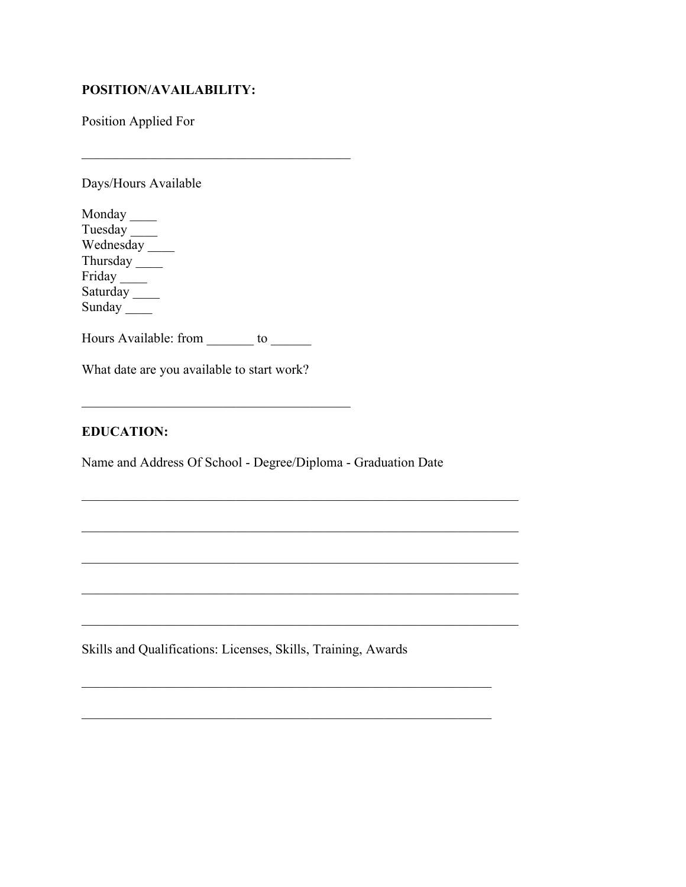**POSITION/AVAILABILITY:**

Position Applied For

________________________________________

Days/Hours Available

Monday ____
Tuesday ____
Wednesday ____
Thursday ____
Friday ____
Saturday ____
Sunday ____

Hours Available: from _______ to ______

What date are you available to start work?

________________________________________

**EDUCATION:**

Name and Address Of School - Degree/Diploma - Graduation Date

_________________________________________________________________

_________________________________________________________________

_________________________________________________________________

_________________________________________________________________

_________________________________________________________________

Skills and Qualifications: Licenses, Skills, Training, Awards

_____________________________________________________________

_____________________________________________________________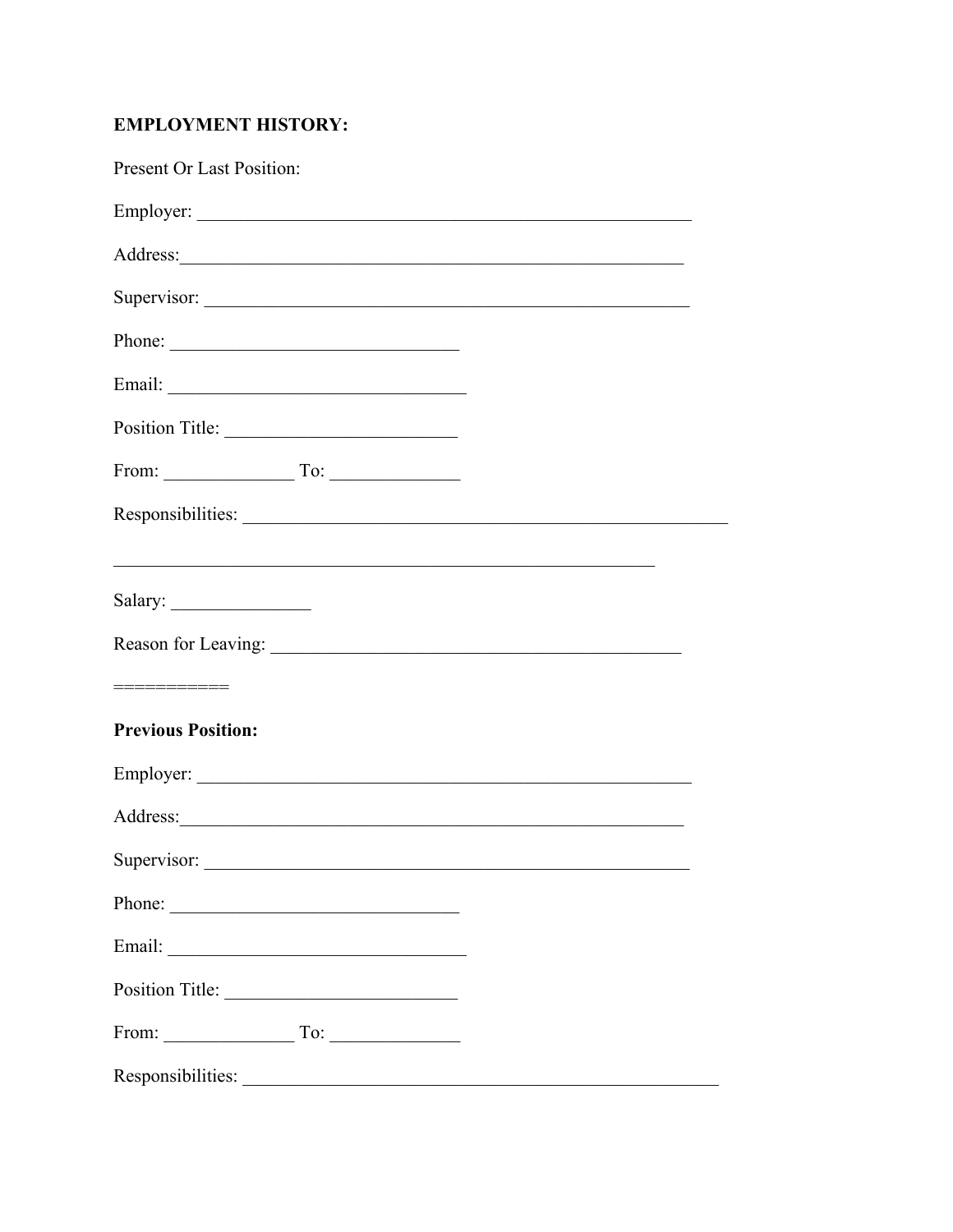**EMPLOYMENT HISTORY:**

Present Or Last Position:

Employer: _______________________________________________________

Address:________________________________________________________

Supervisor: _____________________________________________________

Phone: ________________________________

Email: _________________________________

Position Title: _________________________

From: ______________ To: ______________

Responsibilities: _____________________________________________________

____________________________________________________________

Salary: _______________

Reason for Leaving: _____________________________________________

===========

**Previous Position:**

Employer: _______________________________________________________

Address:________________________________________________________

Supervisor: _____________________________________________________

Phone: ________________________________

Email: _________________________________

Position Title: _________________________

From: ______________ To: ______________

Responsibilities: ____________________________________________________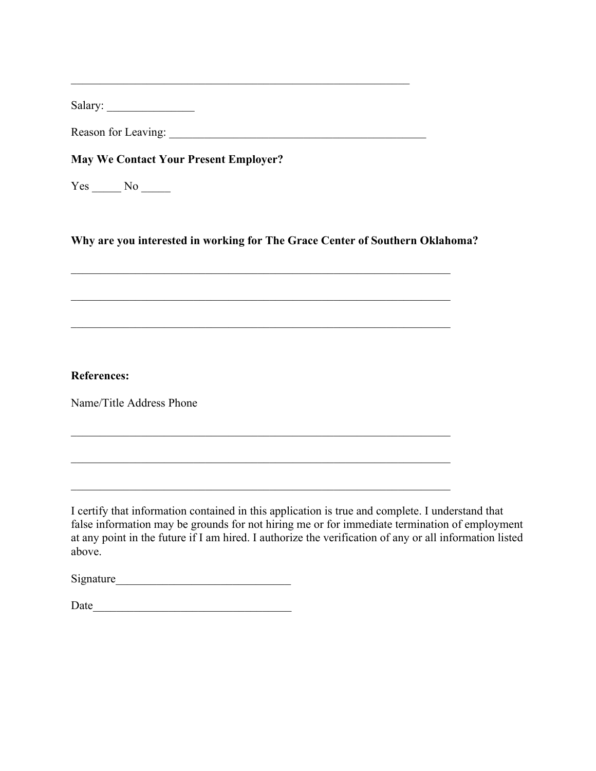______________________________________________________________

Salary: _______________

Reason for Leaving: ______________________________________________

**May We Contact Your Present Employer?**

Yes _____ No _____

**Why are you interested in working for The Grace Center of Southern Oklahoma?**

_____________________________________________________________________

_____________________________________________________________________

_____________________________________________________________________

**References:**

Name/Title Address Phone

_____________________________________________________________________

_____________________________________________________________________

_____________________________________________________________________

I certify that information contained in this application is true and complete. I understand that false information may be grounds for not hiring me or for immediate termination of employment at any point in the future if I am hired. I authorize the verification of any or all information listed above.

Signature______________________________

Date__________________________________